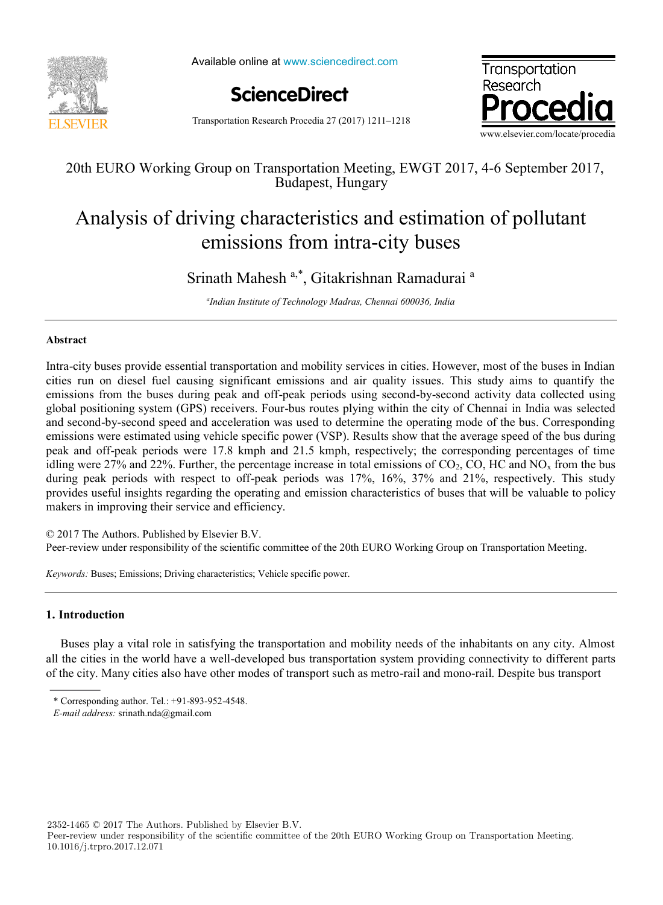20th EURO Working Group on Transportation Meeting, EWGT 2017, 4-6 September 2017, Budapest, Hungary

# Analysis of driving characteristics and estimation of pollutant emissions from intra-city buses

Srinath Mahesh [a,*], Gitakrishnan Ramadurai [a]

[a] *Indian Institute of Technology Madras, Chennai 600036, India*

## Abstract

Intra-city buses provide essential transportation and mobility services in cities. However, most of the buses in Indian cities run on diesel fuel causing significant emissions and air quality issues. This study aims to quantify the emissions from the buses during peak and off-peak periods using second-by-second activity data collected using global positioning system (GPS) receivers. Four-bus routes plying within the city of Chennai in India was selected and second-by-second speed and acceleration was used to determine the operating mode of the bus. Corresponding emissions were estimated using vehicle specific power (VSP). Results show that the average speed of the bus during peak and off-peak periods were 17.8 kmph and 21.5 kmph, respectively; the corresponding percentages of time idling were 27% and 22%. Further, the percentage increase in total emissions of $CO_2$, CO, HC and $NO_x$ from the bus during peak periods with respect to off-peak periods was 17%, 16%, 37% and 21%, respectively. This study provides useful insights regarding the operating and emission characteristics of buses that will be valuable to policy makers in improving their service and efficiency.

© 2017 The Authors. Published by Elsevier B.V.
Peer-review under responsibility of the scientific committee of the 20th EURO Working Group on Transportation Meeting.

*Keywords:* Buses; Emissions; Driving characteristics; Vehicle specific power.

## 1. Introduction

Buses play a vital role in satisfying the transportation and mobility needs of the inhabitants on any city. Almost all the cities in the world have a well-developed bus transportation system providing connectivity to different parts of the city. Many cities also have other modes of transport such as metro-rail and mono-rail. Despite bus transport

---

\* Corresponding author. Tel.: +91-893-952-4548.
*E-mail address:* srinath.nda@gmail.com

2352-1465 © 2017 The Authors. Published by Elsevier B.V.
Peer-review under responsibility of the scientific committee of the 20th EURO Working Group on Transportation Meeting.
10.1016/j.trpro.2017.12.071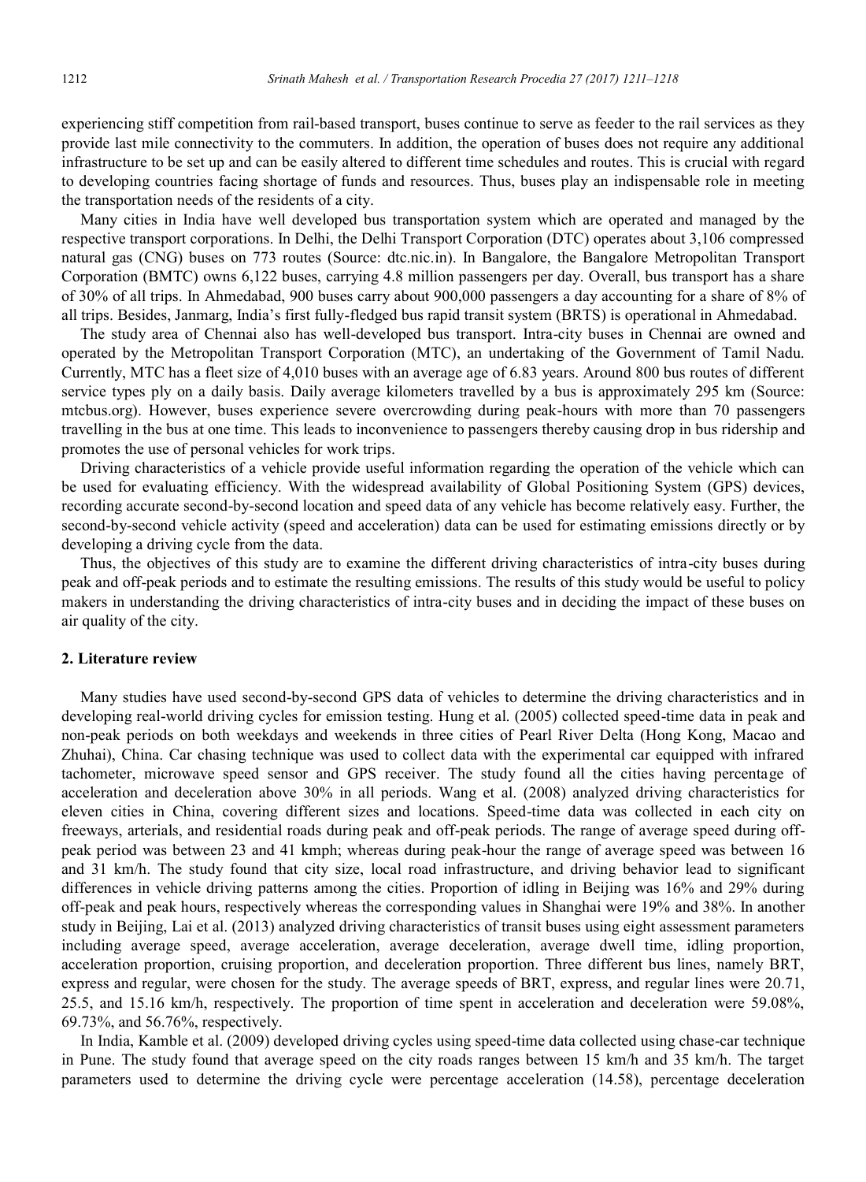experiencing stiff competition from rail-based transport, buses continue to serve as feeder to the rail services as they provide last mile connectivity to the commuters. In addition, the operation of buses does not require any additional infrastructure to be set up and can be easily altered to different time schedules and routes. This is crucial with regard to developing countries facing shortage of funds and resources. Thus, buses play an indispensable role in meeting the transportation needs of the residents of a city.

Many cities in India have well developed bus transportation system which are operated and managed by the respective transport corporations. In Delhi, the Delhi Transport Corporation (DTC) operates about 3,106 compressed natural gas (CNG) buses on 773 routes (Source: dtc.nic.in). In Bangalore, the Bangalore Metropolitan Transport Corporation (BMTC) owns 6,122 buses, carrying 4.8 million passengers per day. Overall, bus transport has a share of 30% of all trips. In Ahmedabad, 900 buses carry about 900,000 passengers a day accounting for a share of 8% of all trips. Besides, Janmarg, India's first fully-fledged bus rapid transit system (BRTS) is operational in Ahmedabad.

The study area of Chennai also has well-developed bus transport. Intra-city buses in Chennai are owned and operated by the Metropolitan Transport Corporation (MTC), an undertaking of the Government of Tamil Nadu. Currently, MTC has a fleet size of 4,010 buses with an average age of 6.83 years. Around 800 bus routes of different service types ply on a daily basis. Daily average kilometers travelled by a bus is approximately 295 km (Source: mtcbus.org). However, buses experience severe overcrowding during peak-hours with more than 70 passengers travelling in the bus at one time. This leads to inconvenience to passengers thereby causing drop in bus ridership and promotes the use of personal vehicles for work trips.

Driving characteristics of a vehicle provide useful information regarding the operation of the vehicle which can be used for evaluating efficiency. With the widespread availability of Global Positioning System (GPS) devices, recording accurate second-by-second location and speed data of any vehicle has become relatively easy. Further, the second-by-second vehicle activity (speed and acceleration) data can be used for estimating emissions directly or by developing a driving cycle from the data.

Thus, the objectives of this study are to examine the different driving characteristics of intra-city buses during peak and off-peak periods and to estimate the resulting emissions. The results of this study would be useful to policy makers in understanding the driving characteristics of intra-city buses and in deciding the impact of these buses on air quality of the city.

## 2. Literature review

Many studies have used second-by-second GPS data of vehicles to determine the driving characteristics and in developing real-world driving cycles for emission testing. Hung et al. (2005) collected speed-time data in peak and non-peak periods on both weekdays and weekends in three cities of Pearl River Delta (Hong Kong, Macao and Zhuhai), China. Car chasing technique was used to collect data with the experimental car equipped with infrared tachometer, microwave speed sensor and GPS receiver. The study found all the cities having percentage of acceleration and deceleration above 30% in all periods. Wang et al. (2008) analyzed driving characteristics for eleven cities in China, covering different sizes and locations. Speed-time data was collected in each city on freeways, arterials, and residential roads during peak and off-peak periods. The range of average speed during off-peak period was between 23 and 41 kmph; whereas during peak-hour the range of average speed was between 16 and 31 km/h. The study found that city size, local road infrastructure, and driving behavior lead to significant differences in vehicle driving patterns among the cities. Proportion of idling in Beijing was 16% and 29% during off-peak and peak hours, respectively whereas the corresponding values in Shanghai were 19% and 38%. In another study in Beijing, Lai et al. (2013) analyzed driving characteristics of transit buses using eight assessment parameters including average speed, average acceleration, average deceleration, average dwell time, idling proportion, acceleration proportion, cruising proportion, and deceleration proportion. Three different bus lines, namely BRT, express and regular, were chosen for the study. The average speeds of BRT, express, and regular lines were 20.71, 25.5, and 15.16 km/h, respectively. The proportion of time spent in acceleration and deceleration were 59.08%, 69.73%, and 56.76%, respectively.

In India, Kamble et al. (2009) developed driving cycles using speed-time data collected using chase-car technique in Pune. The study found that average speed on the city roads ranges between 15 km/h and 35 km/h. The target parameters used to determine the driving cycle were percentage acceleration (14.58), percentage deceleration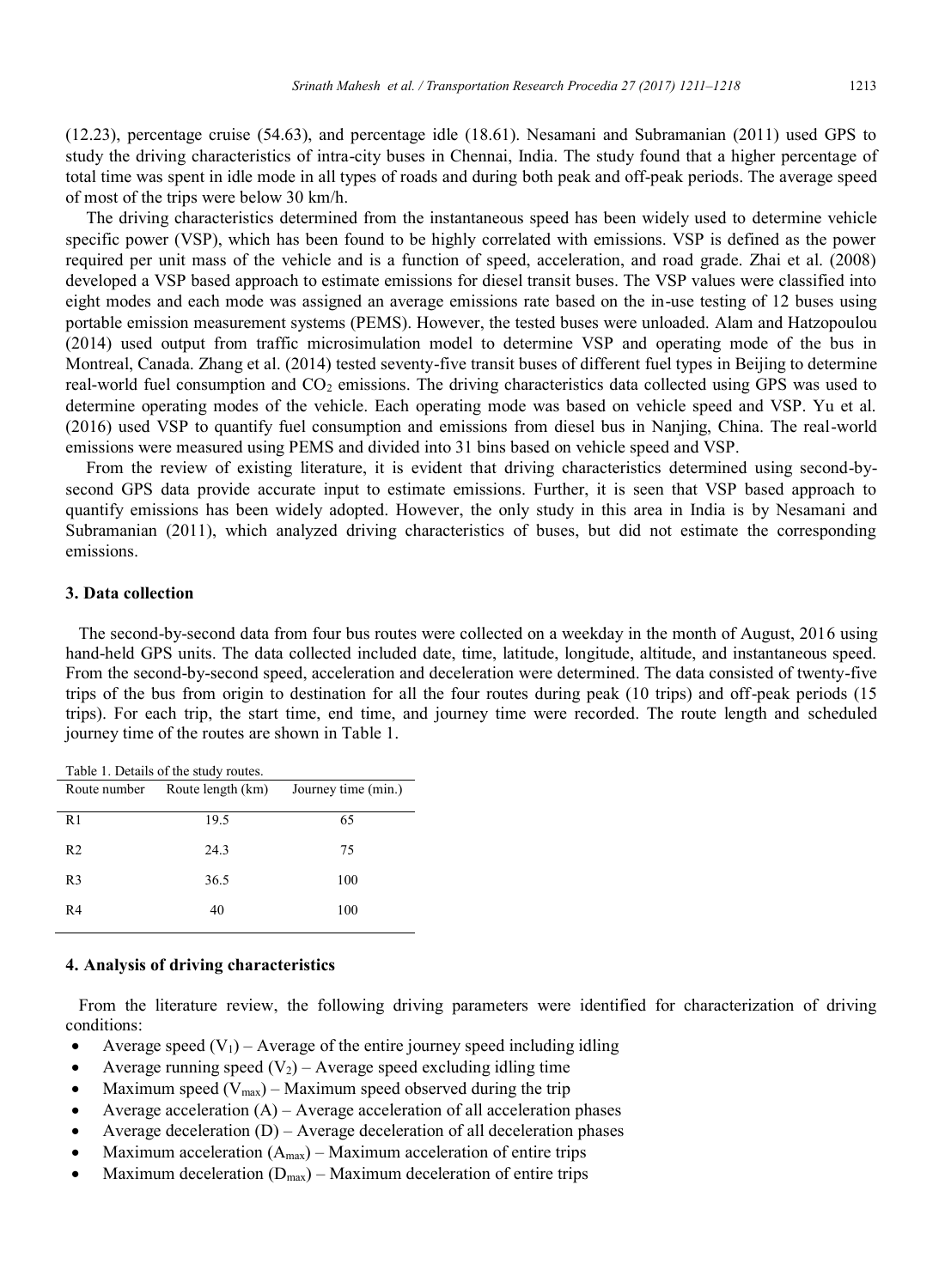(12.23), percentage cruise (54.63), and percentage idle (18.61). Nesamani and Subramanian (2011) used GPS to study the driving characteristics of intra-city buses in Chennai, India. The study found that a higher percentage of total time was spent in idle mode in all types of roads and during both peak and off-peak periods. The average speed of most of the trips were below 30 km/h.

The driving characteristics determined from the instantaneous speed has been widely used to determine vehicle specific power (VSP), which has been found to be highly correlated with emissions. VSP is defined as the power required per unit mass of the vehicle and is a function of speed, acceleration, and road grade. Zhai et al. (2008) developed a VSP based approach to estimate emissions for diesel transit buses. The VSP values were classified into eight modes and each mode was assigned an average emissions rate based on the in-use testing of 12 buses using portable emission measurement systems (PEMS). However, the tested buses were unloaded. Alam and Hatzopoulou (2014) used output from traffic microsimulation model to determine VSP and operating mode of the bus in Montreal, Canada. Zhang et al. (2014) tested seventy-five transit buses of different fuel types in Beijing to determine real-world fuel consumption and $CO_2$ emissions. The driving characteristics data collected using GPS was used to determine operating modes of the vehicle. Each operating mode was based on vehicle speed and VSP. Yu et al. (2016) used VSP to quantify fuel consumption and emissions from diesel bus in Nanjing, China. The real-world emissions were measured using PEMS and divided into 31 bins based on vehicle speed and VSP.

From the review of existing literature, it is evident that driving characteristics determined using second-by-second GPS data provide accurate input to estimate emissions. Further, it is seen that VSP based approach to quantify emissions has been widely adopted. However, the only study in this area in India is by Nesamani and Subramanian (2011), which analyzed driving characteristics of buses, but did not estimate the corresponding emissions.

## 3. Data collection

The second-by-second data from four bus routes were collected on a weekday in the month of August, 2016 using hand-held GPS units. The data collected included date, time, latitude, longitude, altitude, and instantaneous speed. From the second-by-second speed, acceleration and deceleration were determined. The data consisted of twenty-five trips of the bus from origin to destination for all the four routes during peak (10 trips) and off-peak periods (15 trips). For each trip, the start time, end time, and journey time were recorded. The route length and scheduled journey time of the routes are shown in Table 1.

Table 1. Details of the study routes.

| Route number | Route length (km) | Journey time (min.) |
|---|---|---|
| R1 | 19.5 | 65 |
| R2 | 24.3 | 75 |
| R3 | 36.5 | 100 |
| R4 | 40 | 100 |

## 4. Analysis of driving characteristics

From the literature review, the following driving parameters were identified for characterization of driving conditions:

- Average speed ($V_1$) – Average of the entire journey speed including idling
- Average running speed ($V_2$) – Average speed excluding idling time
- Maximum speed ($V_{max}$) – Maximum speed observed during the trip
- Average acceleration (A) – Average acceleration of all acceleration phases
- Average deceleration (D) – Average deceleration of all deceleration phases
- Maximum acceleration ($A_{max}$) – Maximum acceleration of entire trips
- Maximum deceleration ($D_{max}$) – Maximum deceleration of entire trips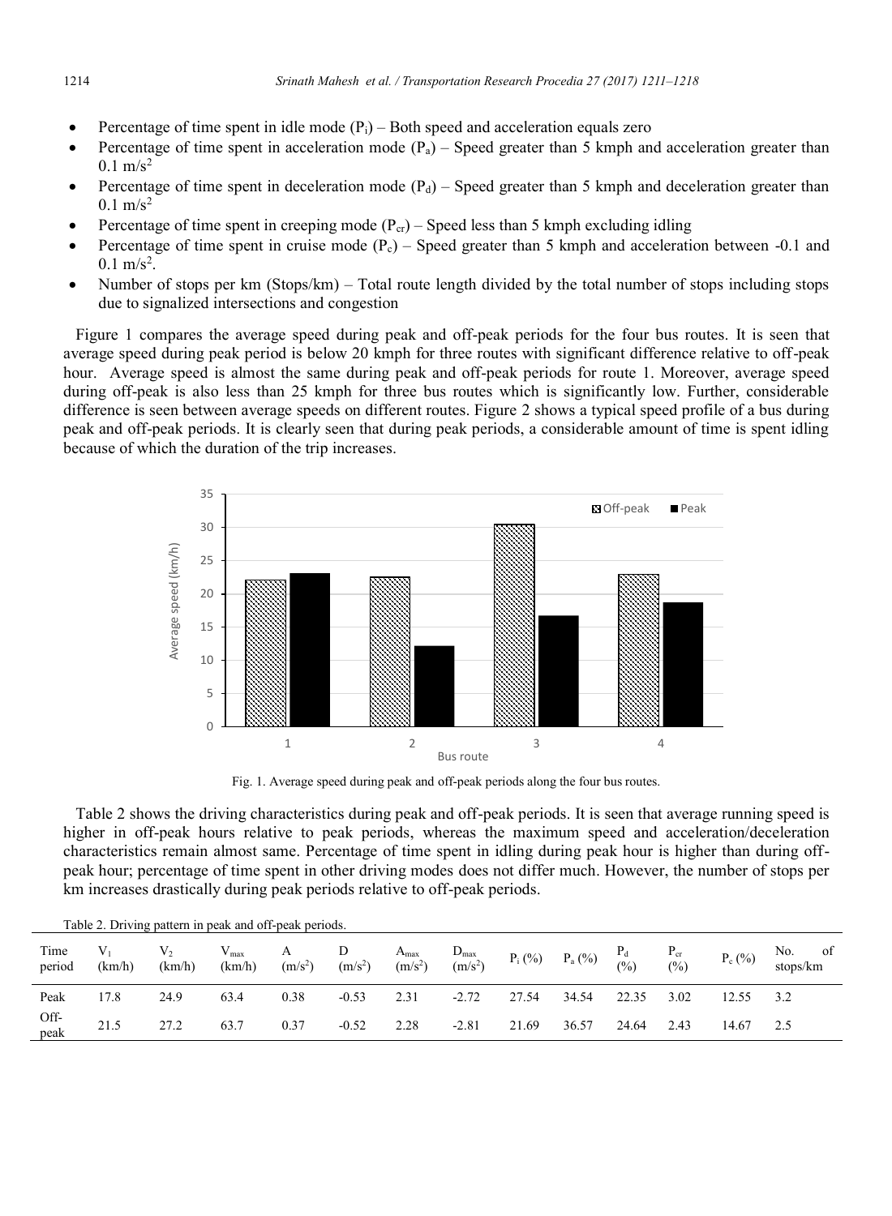- Percentage of time spent in idle mode ($P_i$) – Both speed and acceleration equals zero
- Percentage of time spent in acceleration mode ($P_a$) – Speed greater than 5 kmph and acceleration greater than 0.1 m/s$^2$
- Percentage of time spent in deceleration mode ($P_d$) – Speed greater than 5 kmph and deceleration greater than 0.1 m/s$^2$
- Percentage of time spent in creeping mode ($P_{cr}$) – Speed less than 5 kmph excluding idling
- Percentage of time spent in cruise mode ($P_c$) – Speed greater than 5 kmph and acceleration between -0.1 and 0.1 m/s$^2$.
- Number of stops per km (Stops/km) – Total route length divided by the total number of stops including stops due to signalized intersections and congestion

Figure 1 compares the average speed during peak and off-peak periods for the four bus routes. It is seen that average speed during peak period is below 20 kmph for three routes with significant difference relative to off-peak hour. Average speed is almost the same during peak and off-peak periods for route 1. Moreover, average speed during off-peak is also less than 25 kmph for three bus routes which is significantly low. Further, considerable difference is seen between average speeds on different routes. Figure 2 shows a typical speed profile of a bus during peak and off-peak periods. It is clearly seen that during peak periods, a considerable amount of time is spent idling because of which the duration of the trip increases.

Fig. 1. Average speed during peak and off-peak periods along the four bus routes.

Table 2 shows the driving characteristics during peak and off-peak periods. It is seen that average running speed is higher in off-peak hours relative to peak periods, whereas the maximum speed and acceleration/deceleration characteristics remain almost same. Percentage of time spent in idling during peak hour is higher than during off-peak hour; percentage of time spent in other driving modes does not differ much. However, the number of stops per km increases drastically during peak periods relative to off-peak periods.

Table 2. Driving pattern in peak and off-peak periods.

| Time period | $V_1$ (km/h) | $V_2$ (km/h) | $V_{max}$ (km/h) | A (m/s$^2$) | D (m/s$^2$) | $A_{max}$ (m/s$^2$) | $D_{max}$ (m/s$^2$) | $P_i$ (%) | $P_a$ (%) | $P_d$ (%) | $P_{cr}$ (%) | $P_c$ (%) | No. of stops/km |
|---|---|---|---|---|---|---|---|---|---|---|---|---|---|
| Peak | 17.8 | 24.9 | 63.4 | 0.38 | -0.53 | 2.31 | -2.72 | 27.54 | 34.54 | 22.35 | 3.02 | 12.55 | 3.2 |
| Off-peak | 21.5 | 27.2 | 63.7 | 0.37 | -0.52 | 2.28 | -2.81 | 21.69 | 36.57 | 24.64 | 2.43 | 14.67 | 2.5 |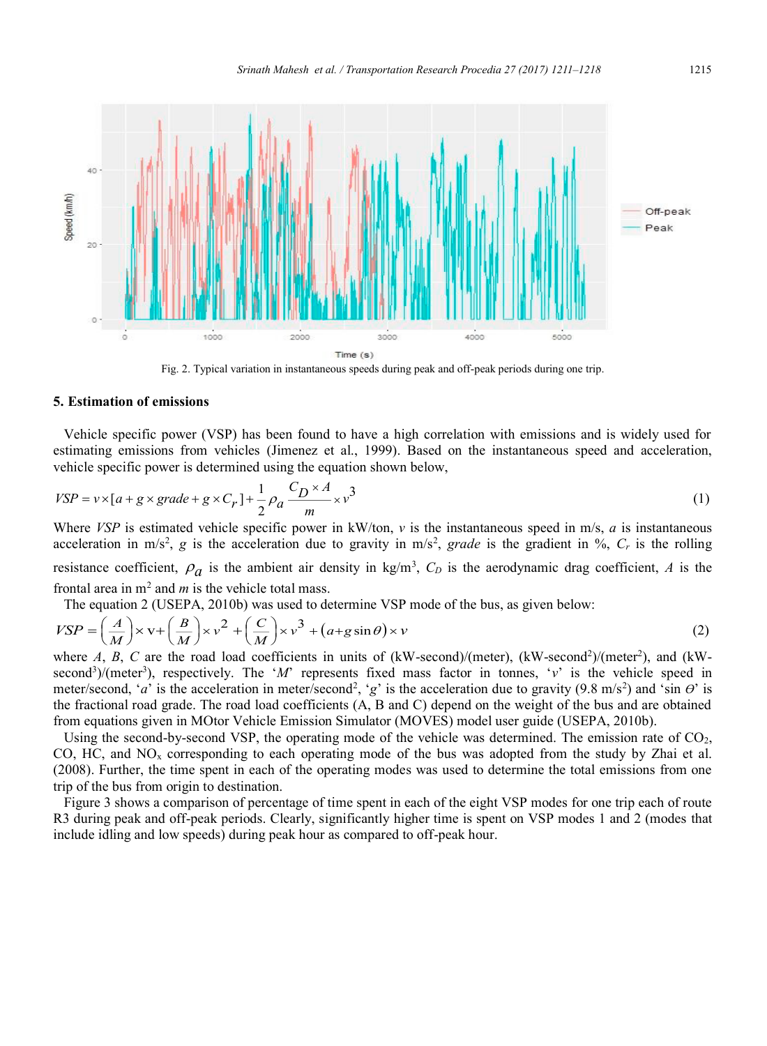Fig. 2. Typical variation in instantaneous speeds during peak and off-peak periods during one trip.

## 5. Estimation of emissions

Vehicle specific power (VSP) has been found to have a high correlation with emissions and is widely used for estimating emissions from vehicles (Jimenez et al., 1999). Based on the instantaneous speed and acceleration, vehicle specific power is determined using the equation shown below,

$$VSP = v \times [a + g \times grade + g \times C_r] + \frac{1}{2}\rho_a \frac{C_D \times A}{m} \times v^3 \tag{1}$$

Where $VSP$ is estimated vehicle specific power in kW/ton, $v$ is the instantaneous speed in m/s, $a$ is instantaneous acceleration in m/s$^2$, $g$ is the acceleration due to gravity in m/s$^2$, $grade$ is the gradient in %, $C_r$ is the rolling resistance coefficient, $\rho_a$ is the ambient air density in kg/m$^3$, $C_D$ is the aerodynamic drag coefficient, $A$ is the frontal area in m$^2$ and $m$ is the vehicle total mass.

The equation 2 (USEPA, 2010b) was used to determine VSP mode of the bus, as given below:

$$VSP = \left(\frac{A}{M}\right) \times v + \left(\frac{B}{M}\right) \times v^2 + \left(\frac{C}{M}\right) \times v^3 + (a + g \sin\theta) \times v \tag{2}$$

where $A$, $B$, $C$ are the road load coefficients in units of (kW-second)/(meter), (kW-second$^2$)/(meter$^2$), and (kW-second$^3$)/(meter$^3$), respectively. The '$M$' represents fixed mass factor in tonnes, '$v$' is the vehicle speed in meter/second, '$a$' is the acceleration in meter/second$^2$, '$g$' is the acceleration due to gravity (9.8 m/s$^2$) and '$\sin\theta$' is the fractional road grade. The road load coefficients (A, B and C) depend on the weight of the bus and are obtained from equations given in MOtor Vehicle Emission Simulator (MOVES) model user guide (USEPA, 2010b).

Using the second-by-second VSP, the operating mode of the vehicle was determined. The emission rate of $CO_2$, CO, HC, and $NO_x$ corresponding to each operating mode of the bus was adopted from the study by Zhai et al. (2008). Further, the time spent in each of the operating modes was used to determine the total emissions from one trip of the bus from origin to destination.

Figure 3 shows a comparison of percentage of time spent in each of the eight VSP modes for one trip each of route R3 during peak and off-peak periods. Clearly, significantly higher time is spent on VSP modes 1 and 2 (modes that include idling and low speeds) during peak hour as compared to off-peak hour.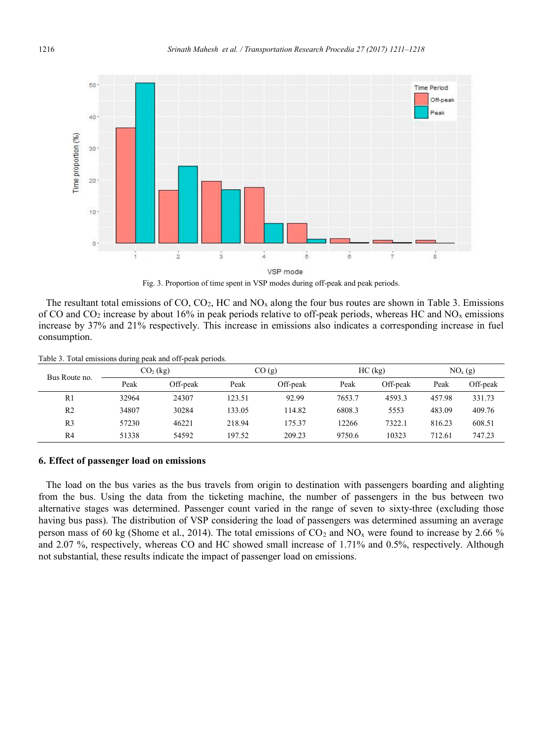Fig. 3. Proportion of time spent in VSP modes during off-peak and peak periods.

The resultant total emissions of CO, $CO_2$, HC and $NO_x$ along the four bus routes are shown in Table 3. Emissions of CO and $CO_2$ increase by about 16% in peak periods relative to off-peak periods, whereas HC and $NO_x$ emissions increase by 37% and 21% respectively. This increase in emissions also indicates a corresponding increase in fuel consumption.

Table 3. Total emissions during peak and off-peak periods.

| Bus Route no. | $CO_2$ (kg) | | CO (g) | | HC (kg) | | $NO_x$ (g) | |
|---|---|---|---|---|---|---|---|---|
| | Peak | Off-peak | Peak | Off-peak | Peak | Off-peak | Peak | Off-peak |
| R1 | 32964 | 24307 | 123.51 | 92.99 | 7653.7 | 4593.3 | 457.98 | 331.73 |
| R2 | 34807 | 30284 | 133.05 | 114.82 | 6808.3 | 5553 | 483.09 | 409.76 |
| R3 | 57230 | 46221 | 218.94 | 175.37 | 12266 | 7322.1 | 816.23 | 608.51 |
| R4 | 51338 | 54592 | 197.52 | 209.23 | 9750.6 | 10323 | 712.61 | 747.23 |

## 6. Effect of passenger load on emissions

The load on the bus varies as the bus travels from origin to destination with passengers boarding and alighting from the bus. Using the data from the ticketing machine, the number of passengers in the bus between two alternative stages was determined. Passenger count varied in the range of seven to sixty-three (excluding those having bus pass). The distribution of VSP considering the load of passengers was determined assuming an average person mass of 60 kg (Shome et al., 2014). The total emissions of $CO_2$ and $NO_x$ were found to increase by 2.66 % and 2.07 %, respectively, whereas CO and HC showed small increase of 1.71% and 0.5%, respectively. Although not substantial, these results indicate the impact of passenger load on emissions.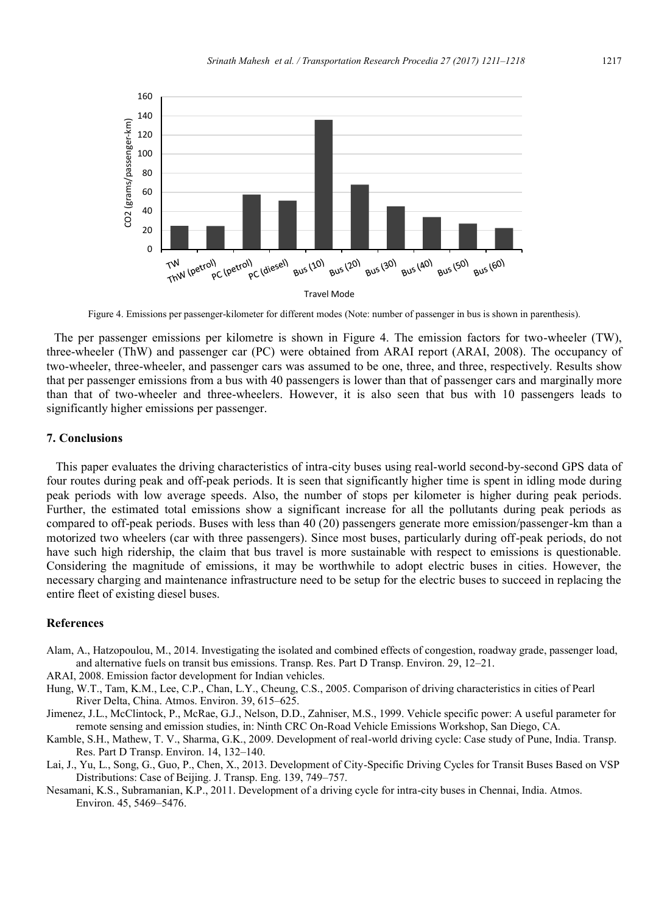Figure 4. Emissions per passenger-kilometer for different modes (Note: number of passenger in bus is shown in parenthesis).

The per passenger emissions per kilometre is shown in Figure 4. The emission factors for two-wheeler (TW), three-wheeler (ThW) and passenger car (PC) were obtained from ARAI report (ARAI, 2008). The occupancy of two-wheeler, three-wheeler, and passenger cars was assumed to be one, three, and three, respectively. Results show that per passenger emissions from a bus with 40 passengers is lower than that of passenger cars and marginally more than that of two-wheeler and three-wheelers. However, it is also seen that bus with 10 passengers leads to significantly higher emissions per passenger.

## 7. Conclusions

This paper evaluates the driving characteristics of intra-city buses using real-world second-by-second GPS data of four routes during peak and off-peak periods. It is seen that significantly higher time is spent in idling mode during peak periods with low average speeds. Also, the number of stops per kilometer is higher during peak periods. Further, the estimated total emissions show a significant increase for all the pollutants during peak periods as compared to off-peak periods. Buses with less than 40 (20) passengers generate more emission/passenger-km than a motorized two wheelers (car with three passengers). Since most buses, particularly during off-peak periods, do not have such high ridership, the claim that bus travel is more sustainable with respect to emissions is questionable. Considering the magnitude of emissions, it may be worthwhile to adopt electric buses in cities. However, the necessary charging and maintenance infrastructure need to be setup for the electric buses to succeed in replacing the entire fleet of existing diesel buses.

## References

Alam, A., Hatzopoulou, M., 2014. Investigating the isolated and combined effects of congestion, roadway grade, passenger load, and alternative fuels on transit bus emissions. Transp. Res. Part D Transp. Environ. 29, 12–21.

ARAI, 2008. Emission factor development for Indian vehicles.

Hung, W.T., Tam, K.M., Lee, C.P., Chan, L.Y., Cheung, C.S., 2005. Comparison of driving characteristics in cities of Pearl River Delta, China. Atmos. Environ. 39, 615–625.

Jimenez, J.L., McClintock, P., McRae, G.J., Nelson, D.D., Zahniser, M.S., 1999. Vehicle specific power: A useful parameter for remote sensing and emission studies, in: Ninth CRC On-Road Vehicle Emissions Workshop, San Diego, CA.

Kamble, S.H., Mathew, T. V., Sharma, G.K., 2009. Development of real-world driving cycle: Case study of Pune, India. Transp. Res. Part D Transp. Environ. 14, 132–140.

Lai, J., Yu, L., Song, G., Guo, P., Chen, X., 2013. Development of City-Specific Driving Cycles for Transit Buses Based on VSP Distributions: Case of Beijing. J. Transp. Eng. 139, 749–757.

Nesamani, K.S., Subramanian, K.P., 2011. Development of a driving cycle for intra-city buses in Chennai, India. Atmos. Environ. 45, 5469–5476.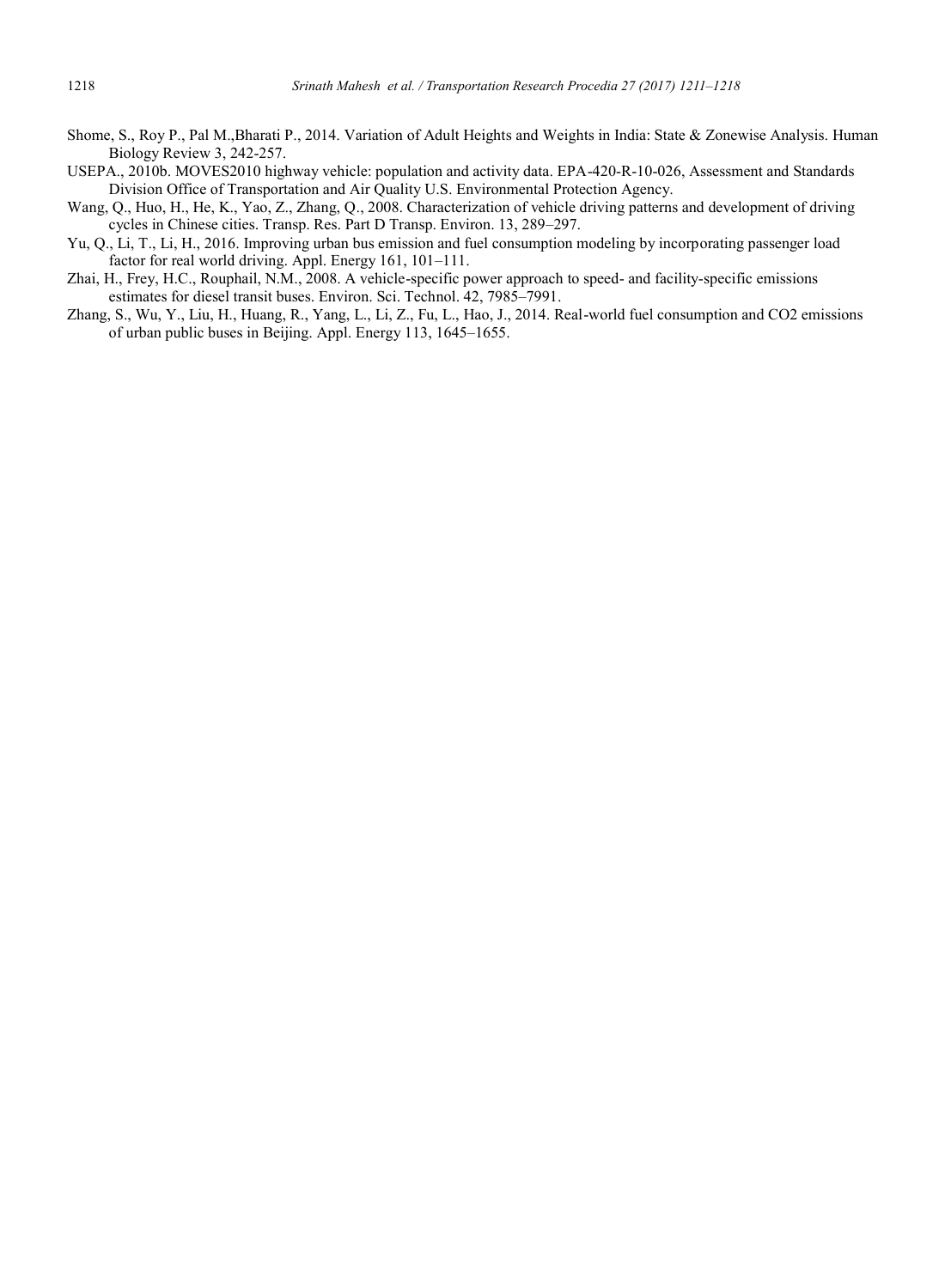Shome, S., Roy P., Pal M.,Bharati P., 2014. Variation of Adult Heights and Weights in India: State & Zonewise Analysis. Human Biology Review 3, 242-257.

USEPA., 2010b. MOVES2010 highway vehicle: population and activity data. EPA-420-R-10-026, Assessment and Standards Division Office of Transportation and Air Quality U.S. Environmental Protection Agency.

Wang, Q., Huo, H., He, K., Yao, Z., Zhang, Q., 2008. Characterization of vehicle driving patterns and development of driving cycles in Chinese cities. Transp. Res. Part D Transp. Environ. 13, 289–297.

Yu, Q., Li, T., Li, H., 2016. Improving urban bus emission and fuel consumption modeling by incorporating passenger load factor for real world driving. Appl. Energy 161, 101–111.

Zhai, H., Frey, H.C., Rouphail, N.M., 2008. A vehicle-specific power approach to speed- and facility-specific emissions estimates for diesel transit buses. Environ. Sci. Technol. 42, 7985–7991.

Zhang, S., Wu, Y., Liu, H., Huang, R., Yang, L., Li, Z., Fu, L., Hao, J., 2014. Real-world fuel consumption and CO2 emissions of urban public buses in Beijing. Appl. Energy 113, 1645–1655.